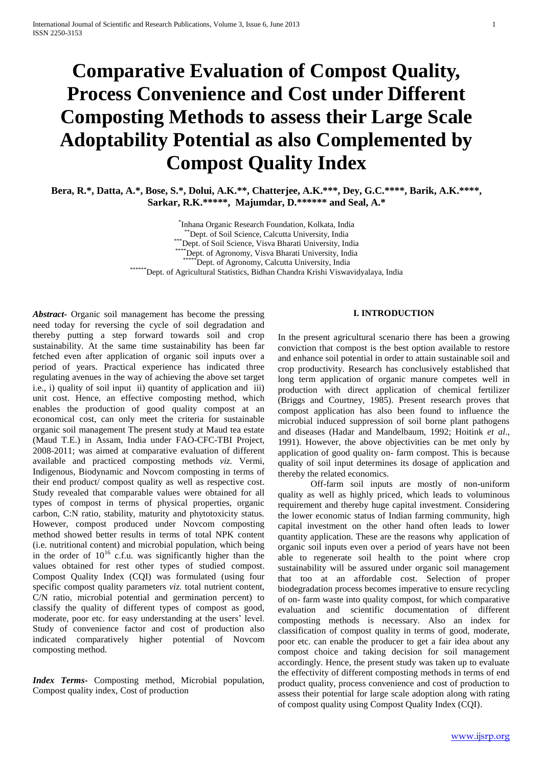# Comparative Evaluation of Compost Quality, Process Convenience and Cost under Different Composting Methods to assess their Large Scale Adoptability Potential as also Complemented by Compost Quality Index

**Bera, R.\*, Datta, A.\*, Bose, S.\*, Dolui, A.K.\*\*, Chatterjee, A.K.\*\*\*, Dey, G.C.\*\*\*\*, Barik, A.K.\*\*\*\*, Sarkar, R.K.\*\*\*\*\*, Majumdar, D.\*\*\*\*\*\* and Seal, A.\***

[\*] Inhana Organic Research Foundation, Kolkata, India
[\*\*] Dept. of Soil Science, Calcutta University, India
[\*\*\*] Dept. of Soil Science, Visva Bharati University, India
[\*\*\*\*] Dept. of Agronomy, Visva Bharati University, India
[\*\*\*\*\*] Dept. of Agronomy, Calcutta University, India
[\*\*\*\*\*\*] Dept. of Agricultural Statistics, Bidhan Chandra Krishi Viswavidyalaya, India

***Abstract-*** Organic soil management has become the pressing need today for reversing the cycle of soil degradation and thereby putting a step forward towards soil and crop sustainability. At the same time sustainability has been far fetched even after application of organic soil inputs over a period of years. Practical experience has indicated three regulating avenues in the way of achieving the above set target i.e., i) quality of soil input ii) quantity of application and iii) unit cost. Hence, an effective composting method, which enables the production of good quality compost at an economical cost, can only meet the criteria for sustainable organic soil management The present study at Maud tea estate (Maud T.E.) in Assam, India under FAO-CFC-TBI Project, 2008-2011; was aimed at comparative evaluation of different available and practiced composting methods *viz.* Vermi, Indigenous, Biodynamic and Novcom composting in terms of their end product/ compost quality as well as respective cost. Study revealed that comparable values were obtained for all types of compost in terms of physical properties, organic carbon, C:N ratio, stability, maturity and phytotoxicity status. However, compost produced under Novcom composting method showed better results in terms of total NPK content (i.e. nutritional content) and microbial population, which being in the order of $10^{16}$ c.f.u. was significantly higher than the values obtained for rest other types of studied compost. Compost Quality Index (CQI) was formulated (using four specific compost quality parameters *viz.* total nutrient content, C/N ratio, microbial potential and germination percent) to classify the quality of different types of compost as good, moderate, poor etc. for easy understanding at the users' level. Study of convenience factor and cost of production also indicated comparatively higher potential of Novcom composting method.

***Index Terms-*** Composting method, Microbial population, Compost quality index, Cost of production

## I. INTRODUCTION

In the present agricultural scenario there has been a growing conviction that compost is the best option available to restore and enhance soil potential in order to attain sustainable soil and crop productivity. Research has conclusively established that long term application of organic manure competes well in production with direct application of chemical fertilizer (Briggs and Courtney, 1985). Present research proves that compost application has also been found to influence the microbial induced suppression of soil borne plant pathogens and diseases (Hadar and Mandelbaum, 1992; Hoitink *et al.*, 1991). However, the above objectivities can be met only by application of good quality on- farm compost. This is because quality of soil input determines its dosage of application and thereby the related economics.

Off-farm soil inputs are mostly of non-uniform quality as well as highly priced, which leads to voluminous requirement and thereby huge capital investment. Considering the lower economic status of Indian farming community, high capital investment on the other hand often leads to lower quantity application. These are the reasons why application of organic soil inputs even over a period of years have not been able to regenerate soil health to the point where crop sustainability will be assured under organic soil management that too at an affordable cost. Selection of proper biodegradation process becomes imperative to ensure recycling of on- farm waste into quality compost, for which comparative evaluation and scientific documentation of different composting methods is necessary. Also an index for classification of compost quality in terms of good, moderate, poor etc. can enable the producer to get a fair idea about any compost choice and taking decision for soil management accordingly. Hence, the present study was taken up to evaluate the effectivity of different composting methods in terms of end product quality, process convenience and cost of production to assess their potential for large scale adoption along with rating of compost quality using Compost Quality Index (CQI).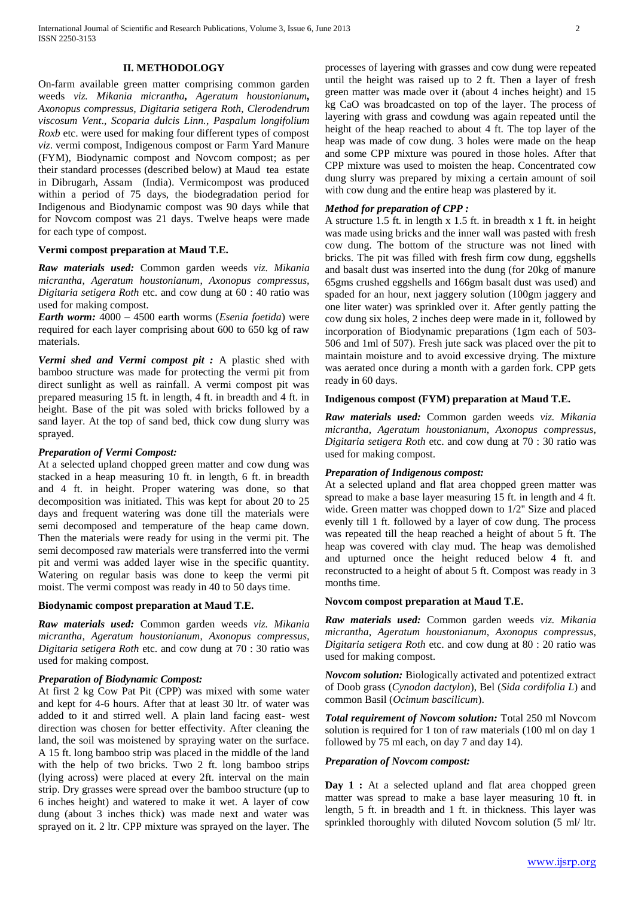## II. METHODOLOGY

On-farm available green matter comprising common garden weeds *viz. Mikania micrantha, Ageratum houstonianum, Axonopus compressus, Digitaria setigera Roth, Clerodendrum viscosum Vent., Scoparia dulcis Linn., Paspalum longifolium Roxb* etc. were used for making four different types of compost *viz.* vermi compost, Indigenous compost or Farm Yard Manure (FYM), Biodynamic compost and Novcom compost; as per their standard processes (described below) at Maud tea estate in Dibrugarh, Assam (India). Vermicompost was produced within a period of 75 days, the biodegradation period for Indigenous and Biodynamic compost was 90 days while that for Novcom compost was 21 days. Twelve heaps were made for each type of compost.

### Vermi compost preparation at Maud T.E.

***Raw materials used:*** Common garden weeds *viz. Mikania micrantha, Ageratum houstonianum, Axonopus compressus, Digitaria setigera Roth* etc. and cow dung at 60 : 40 ratio was used for making compost.

***Earth worm:*** 4000 – 4500 earth worms (*Esenia foetida*) were required for each layer comprising about 600 to 650 kg of raw materials.

***Vermi shed and Vermi compost pit :*** A plastic shed with bamboo structure was made for protecting the vermi pit from direct sunlight as well as rainfall. A vermi compost pit was prepared measuring 15 ft. in length, 4 ft. in breadth and 4 ft. in height. Base of the pit was soled with bricks followed by a sand layer. At the top of sand bed, thick cow dung slurry was sprayed.

***Preparation of Vermi Compost:***

At a selected upland chopped green matter and cow dung was stacked in a heap measuring 10 ft. in length, 6 ft. in breadth and 4 ft. in height. Proper watering was done, so that decomposition was initiated. This was kept for about 20 to 25 days and frequent watering was done till the materials were semi decomposed and temperature of the heap came down. Then the materials were ready for using in the vermi pit. The semi decomposed raw materials were transferred into the vermi pit and vermi was added layer wise in the specific quantity. Watering on regular basis was done to keep the vermi pit moist. The vermi compost was ready in 40 to 50 days time.

### Biodynamic compost preparation at Maud T.E.

***Raw materials used:*** Common garden weeds *viz. Mikania micrantha, Ageratum houstonianum, Axonopus compressus, Digitaria setigera Roth* etc. and cow dung at 70 : 30 ratio was used for making compost.

***Preparation of Biodynamic Compost:***

At first 2 kg Cow Pat Pit (CPP) was mixed with some water and kept for 4-6 hours. After that at least 30 ltr. of water was added to it and stirred well. A plain land facing east- west direction was chosen for better effectivity. After cleaning the land, the soil was moistened by spraying water on the surface. A 15 ft. long bamboo strip was placed in the middle of the land with the help of two bricks. Two 2 ft. long bamboo strips (lying across) were placed at every 2ft. interval on the main strip. Dry grasses were spread over the bamboo structure (up to 6 inches height) and watered to make it wet. A layer of cow dung (about 3 inches thick) was made next and water was sprayed on it. 2 ltr. CPP mixture was sprayed on the layer. The processes of layering with grasses and cow dung were repeated until the height was raised up to 2 ft. Then a layer of fresh green matter was made over it (about 4 inches height) and 15 kg CaO was broadcasted on top of the layer. The process of layering with grass and cowdung was again repeated until the height of the heap reached to about 4 ft. The top layer of the heap was made of cow dung. 3 holes were made on the heap and some CPP mixture was poured in those holes. After that CPP mixture was used to moisten the heap. Concentrated cow dung slurry was prepared by mixing a certain amount of soil with cow dung and the entire heap was plastered by it.

***Method for preparation of CPP :***

A structure 1.5 ft. in length x 1.5 ft. in breadth x 1 ft. in height was made using bricks and the inner wall was pasted with fresh cow dung. The bottom of the structure was not lined with bricks. The pit was filled with fresh firm cow dung, eggshells and basalt dust was inserted into the dung (for 20kg of manure 65gms crushed eggshells and 166gm basalt dust was used) and spaded for an hour, next jaggery solution (100gm jaggery and one liter water) was sprinkled over it. After gently patting the cow dung six holes, 2 inches deep were made in it, followed by incorporation of Biodynamic preparations (1gm each of 503-506 and 1ml of 507). Fresh jute sack was placed over the pit to maintain moisture and to avoid excessive drying. The mixture was aerated once during a month with a garden fork. CPP gets ready in 60 days.

### Indigenous compost (FYM) preparation at Maud T.E.

***Raw materials used:*** Common garden weeds *viz. Mikania micrantha, Ageratum houstonianum, Axonopus compressus, Digitaria setigera Roth* etc. and cow dung at 70 : 30 ratio was used for making compost.

***Preparation of Indigenous compost:***

At a selected upland and flat area chopped green matter was spread to make a base layer measuring 15 ft. in length and 4 ft. wide. Green matter was chopped down to 1/2" Size and placed evenly till 1 ft. followed by a layer of cow dung. The process was repeated till the heap reached a height of about 5 ft. The heap was covered with clay mud. The heap was demolished and upturned once the height reduced below 4 ft. and reconstructed to a height of about 5 ft. Compost was ready in 3 months time.

### Novcom compost preparation at Maud T.E.

***Raw materials used:*** Common garden weeds *viz. Mikania micrantha, Ageratum houstonianum, Axonopus compressus, Digitaria setigera Roth* etc. and cow dung at 80 : 20 ratio was used for making compost.

***Novcom solution:*** Biologically activated and potentized extract of Doob grass (*Cynodon dactylon*), Bel (*Sida cordifolia L*) and common Basil (*Ocimum bascilicum*).

***Total requirement of Novcom solution:*** Total 250 ml Novcom solution is required for 1 ton of raw materials (100 ml on day 1 followed by 75 ml each, on day 7 and day 14).

***Preparation of Novcom compost:***

**Day 1 :** At a selected upland and flat area chopped green matter was spread to make a base layer measuring 10 ft. in length, 5 ft. in breadth and 1 ft. in thickness. This layer was sprinkled thoroughly with diluted Novcom solution (5 ml/ ltr.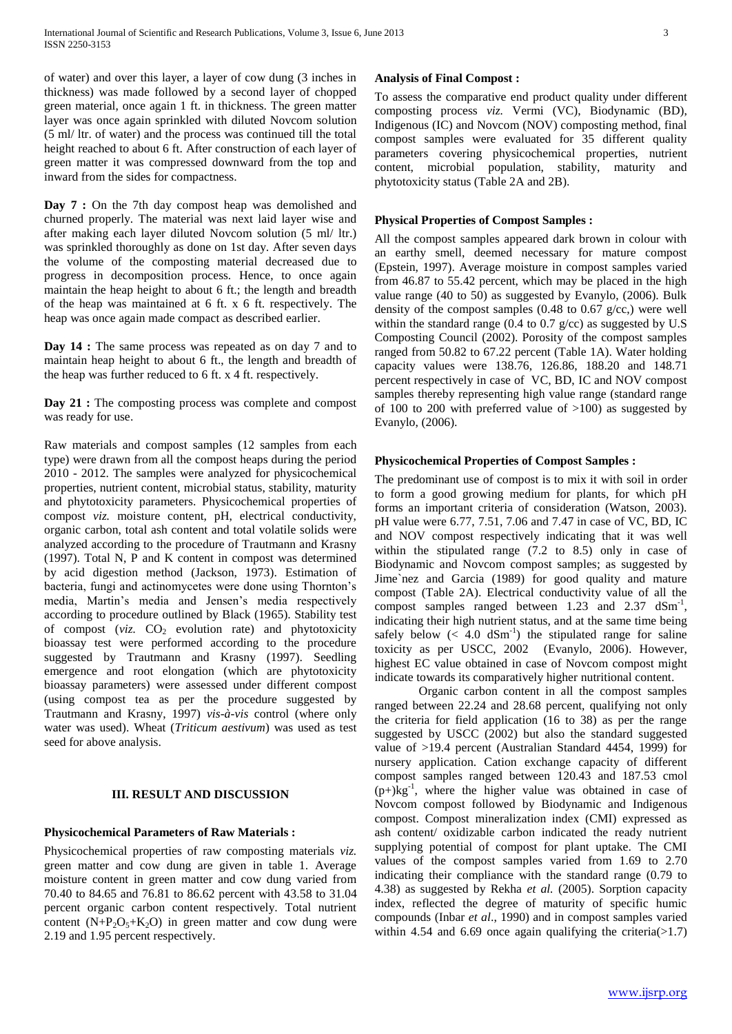of water) and over this layer, a layer of cow dung (3 inches in thickness) was made followed by a second layer of chopped green material, once again 1 ft. in thickness. The green matter layer was once again sprinkled with diluted Novcom solution (5 ml/ ltr. of water) and the process was continued till the total height reached to about 6 ft. After construction of each layer of green matter it was compressed downward from the top and inward from the sides for compactness.

**Day 7 :** On the 7th day compost heap was demolished and churned properly. The material was next laid layer wise and after making each layer diluted Novcom solution (5 ml/ ltr.) was sprinkled thoroughly as done on 1st day. After seven days the volume of the composting material decreased due to progress in decomposition process. Hence, to once again maintain the heap height to about 6 ft.; the length and breadth of the heap was maintained at 6 ft. x 6 ft. respectively. The heap was once again made compact as described earlier.

**Day 14 :** The same process was repeated as on day 7 and to maintain heap height to about 6 ft., the length and breadth of the heap was further reduced to 6 ft. x 4 ft. respectively.

**Day 21 :** The composting process was complete and compost was ready for use.

Raw materials and compost samples (12 samples from each type) were drawn from all the compost heaps during the period 2010 - 2012. The samples were analyzed for physicochemical properties, nutrient content, microbial status, stability, maturity and phytotoxicity parameters. Physicochemical properties of compost *viz.* moisture content, pH, electrical conductivity, organic carbon, total ash content and total volatile solids were analyzed according to the procedure of Trautmann and Krasny (1997). Total N, P and K content in compost was determined by acid digestion method (Jackson, 1973). Estimation of bacteria, fungi and actinomycetes were done using Thornton's media, Martin's media and Jensen's media respectively according to procedure outlined by Black (1965). Stability test of compost (*viz.* $CO_2$ evolution rate) and phytotoxicity bioassay test were performed according to the procedure suggested by Trautmann and Krasny (1997). Seedling emergence and root elongation (which are phytotoxicity bioassay parameters) were assessed under different compost (using compost tea as per the procedure suggested by Trautmann and Krasny, 1997) *vis-à-vis* control (where only water was used). Wheat (*Triticum aestivum*) was used as test seed for above analysis.

## III. Result and Discussion

### Physicochemical Parameters of Raw Materials :

Physicochemical properties of raw composting materials *viz.* green matter and cow dung are given in table 1. Average moisture content in green matter and cow dung varied from 70.40 to 84.65 and 76.81 to 86.62 percent with 43.58 to 31.04 percent organic carbon content respectively. Total nutrient content ($N+P_2O_5+K_2O$) in green matter and cow dung were 2.19 and 1.95 percent respectively.

### Analysis of Final Compost :

To assess the comparative end product quality under different composting process *viz.* Vermi (VC), Biodynamic (BD), Indigenous (IC) and Novcom (NOV) composting method, final compost samples were evaluated for 35 different quality parameters covering physicochemical properties, nutrient content, microbial population, stability, maturity and phytotoxicity status (Table 2A and 2B).

### Physical Properties of Compost Samples :

All the compost samples appeared dark brown in colour with an earthy smell, deemed necessary for mature compost (Epstein, 1997). Average moisture in compost samples varied from 46.87 to 55.42 percent, which may be placed in the high value range (40 to 50) as suggested by Evanylo, (2006). Bulk density of the compost samples (0.48 to 0.67 g/cc,) were well within the standard range (0.4 to 0.7 g/cc) as suggested by U.S Composting Council (2002). Porosity of the compost samples ranged from 50.82 to 67.22 percent (Table 1A). Water holding capacity values were 138.76, 126.86, 188.20 and 148.71 percent respectively in case of VC, BD, IC and NOV compost samples thereby representing high value range (standard range of 100 to 200 with preferred value of >100) as suggested by Evanylo, (2006).

### Physicochemical Properties of Compost Samples :

The predominant use of compost is to mix it with soil in order to form a good growing medium for plants, for which pH forms an important criteria of consideration (Watson, 2003). pH value were 6.77, 7.51, 7.06 and 7.47 in case of VC, BD, IC and NOV compost respectively indicating that it was well within the stipulated range (7.2 to 8.5) only in case of Biodynamic and Novcom compost samples; as suggested by Jime`nez and Garcia (1989) for good quality and mature compost (Table 2A). Electrical conductivity value of all the compost samples ranged between 1.23 and 2.37 $dSm^{-1}$, indicating their high nutrient status, and at the same time being safely below (< 4.0 $dSm^{-1}$) the stipulated range for saline toxicity as per USCC, 2002 (Evanylo, 2006). However, highest EC value obtained in case of Novcom compost might indicate towards its comparatively higher nutritional content.

Organic carbon content in all the compost samples ranged between 22.24 and 28.68 percent, qualifying not only the criteria for field application (16 to 38) as per the range suggested by USCC (2002) but also the standard suggested value of >19.4 percent (Australian Standard 4454, 1999) for nursery application. Cation exchange capacity of different compost samples ranged between 120.43 and 187.53 cmol $(p+)kg^{-1}$, where the higher value was obtained in case of Novcom compost followed by Biodynamic and Indigenous compost. Compost mineralization index (CMI) expressed as ash content/ oxidizable carbon indicated the ready nutrient supplying potential of compost for plant uptake. The CMI values of the compost samples varied from 1.69 to 2.70 indicating their compliance with the standard range (0.79 to 4.38) as suggested by Rekha *et al.* (2005). Sorption capacity index, reflected the degree of maturity of specific humic compounds (Inbar *et al*., 1990) and in compost samples varied within 4.54 and 6.69 once again qualifying the criteria(>1.7)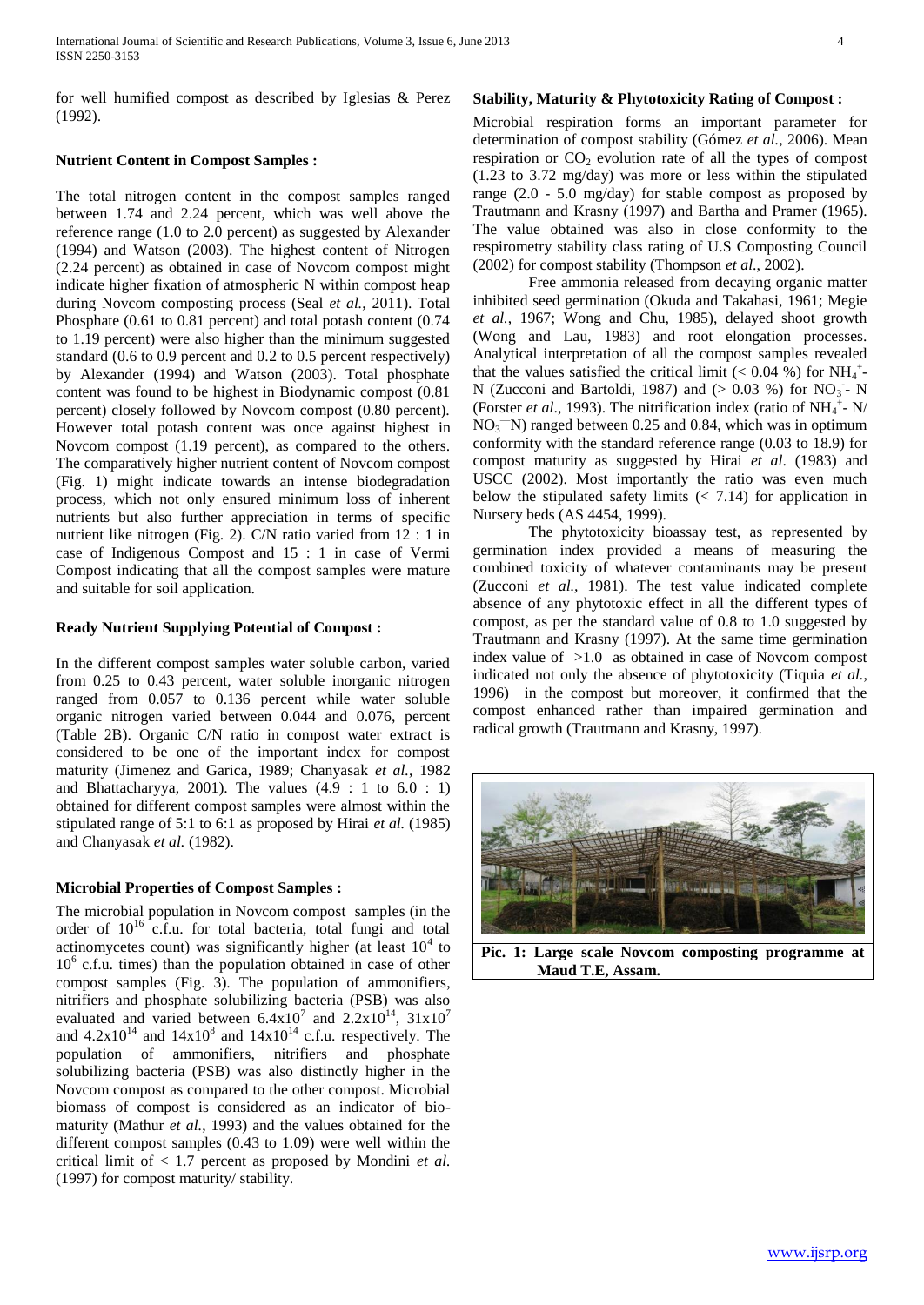for well humified compost as described by Iglesias & Perez (1992).

**Nutrient Content in Compost Samples :**

The total nitrogen content in the compost samples ranged between 1.74 and 2.24 percent, which was well above the reference range (1.0 to 2.0 percent) as suggested by Alexander (1994) and Watson (2003). The highest content of Nitrogen (2.24 percent) as obtained in case of Novcom compost might indicate higher fixation of atmospheric N within compost heap during Novcom composting process (Seal *et al.*, 2011). Total Phosphate (0.61 to 0.81 percent) and total potash content (0.74 to 1.19 percent) were also higher than the minimum suggested standard (0.6 to 0.9 percent and 0.2 to 0.5 percent respectively) by Alexander (1994) and Watson (2003). Total phosphate content was found to be highest in Biodynamic compost (0.81 percent) closely followed by Novcom compost (0.80 percent). However total potash content was once against highest in Novcom compost (1.19 percent), as compared to the others. The comparatively higher nutrient content of Novcom compost (Fig. 1) might indicate towards an intense biodegradation process, which not only ensured minimum loss of inherent nutrients but also further appreciation in terms of specific nutrient like nitrogen (Fig. 2). C/N ratio varied from 12 : 1 in case of Indigenous Compost and 15 : 1 in case of Vermi Compost indicating that all the compost samples were mature and suitable for soil application.

**Ready Nutrient Supplying Potential of Compost :**

In the different compost samples water soluble carbon, varied from 0.25 to 0.43 percent, water soluble inorganic nitrogen ranged from 0.057 to 0.136 percent while water soluble organic nitrogen varied between 0.044 and 0.076, percent (Table 2B). Organic C/N ratio in compost water extract is considered to be one of the important index for compost maturity (Jimenez and Garica, 1989; Chanyasak *et al.*, 1982 and Bhattacharyya, 2001). The values (4.9 : 1 to 6.0 : 1) obtained for different compost samples were almost within the stipulated range of 5:1 to 6:1 as proposed by Hirai *et al.* (1985) and Chanyasak *et al.* (1982).

**Microbial Properties of Compost Samples :**

The microbial population in Novcom compost samples (in the order of $10^{16}$ c.f.u. for total bacteria, total fungi and total actinomycetes count) was significantly higher (at least $10^{4}$ to $10^{6}$ c.f.u. times) than the population obtained in case of other compost samples (Fig. 3). The population of ammonifiers, nitrifiers and phosphate solubilizing bacteria (PSB) was also evaluated and varied between $6.4 \times 10^{7}$ and $2.2 \times 10^{14}$, $31 \times 10^{7}$ and $4.2 \times 10^{14}$ and $14 \times 10^{8}$ and $14 \times 10^{14}$ c.f.u. respectively. The population of ammonifiers, nitrifiers and phosphate solubilizing bacteria (PSB) was also distinctly higher in the Novcom compost as compared to the other compost. Microbial biomass of compost is considered as an indicator of bio-maturity (Mathur *et al.*, 1993) and the values obtained for the different compost samples (0.43 to 1.09) were well within the critical limit of < 1.7 percent as proposed by Mondini *et al.* (1997) for compost maturity/ stability.

**Stability, Maturity & Phytotoxicity Rating of Compost :**

Microbial respiration forms an important parameter for determination of compost stability (Gómez *et al.*, 2006). Mean respiration or $CO_2$ evolution rate of all the types of compost (1.23 to 3.72 mg/day) was more or less within the stipulated range (2.0 - 5.0 mg/day) for stable compost as proposed by Trautmann and Krasny (1997) and Bartha and Pramer (1965). The value obtained was also in close conformity to the respirometry stability class rating of U.S Composting Council (2002) for compost stability (Thompson *et al.*, 2002).

Free ammonia released from decaying organic matter inhibited seed germination (Okuda and Takahasi, 1961; Megie *et al.*, 1967; Wong and Chu, 1985), delayed shoot growth (Wong and Lau, 1983) and root elongation processes. Analytical interpretation of all the compost samples revealed that the values satisfied the critical limit (< 0.04 %) for $NH_4^+$-N (Zucconi and Bartoldi, 1987) and (> 0.03 %) for $NO_3^-$- N (Forster *et al.*, 1993). The nitrification index (ratio of $NH_4^+$- N/ $NO_3^-$N) ranged between 0.25 and 0.84, which was in optimum conformity with the standard reference range (0.03 to 18.9) for compost maturity as suggested by Hirai *et al.* (1983) and USCC (2002). Most importantly the ratio was even much below the stipulated safety limits (< 7.14) for application in Nursery beds (AS 4454, 1999).

The phytotoxicity bioassay test, as represented by germination index provided a means of measuring the combined toxicity of whatever contaminants may be present (Zucconi *et al.*, 1981). The test value indicated complete absence of any phytotoxic effect in all the different types of compost, as per the standard value of 0.8 to 1.0 suggested by Trautmann and Krasny (1997). At the same time germination index value of >1.0 as obtained in case of Novcom compost indicated not only the absence of phytotoxicity (Tiquia *et al.*, 1996) in the compost but moreover, it confirmed that the compost enhanced rather than impaired germination and radical growth (Trautmann and Krasny, 1997).

**Pic. 1: Large scale Novcom composting programme at Maud T.E, Assam.**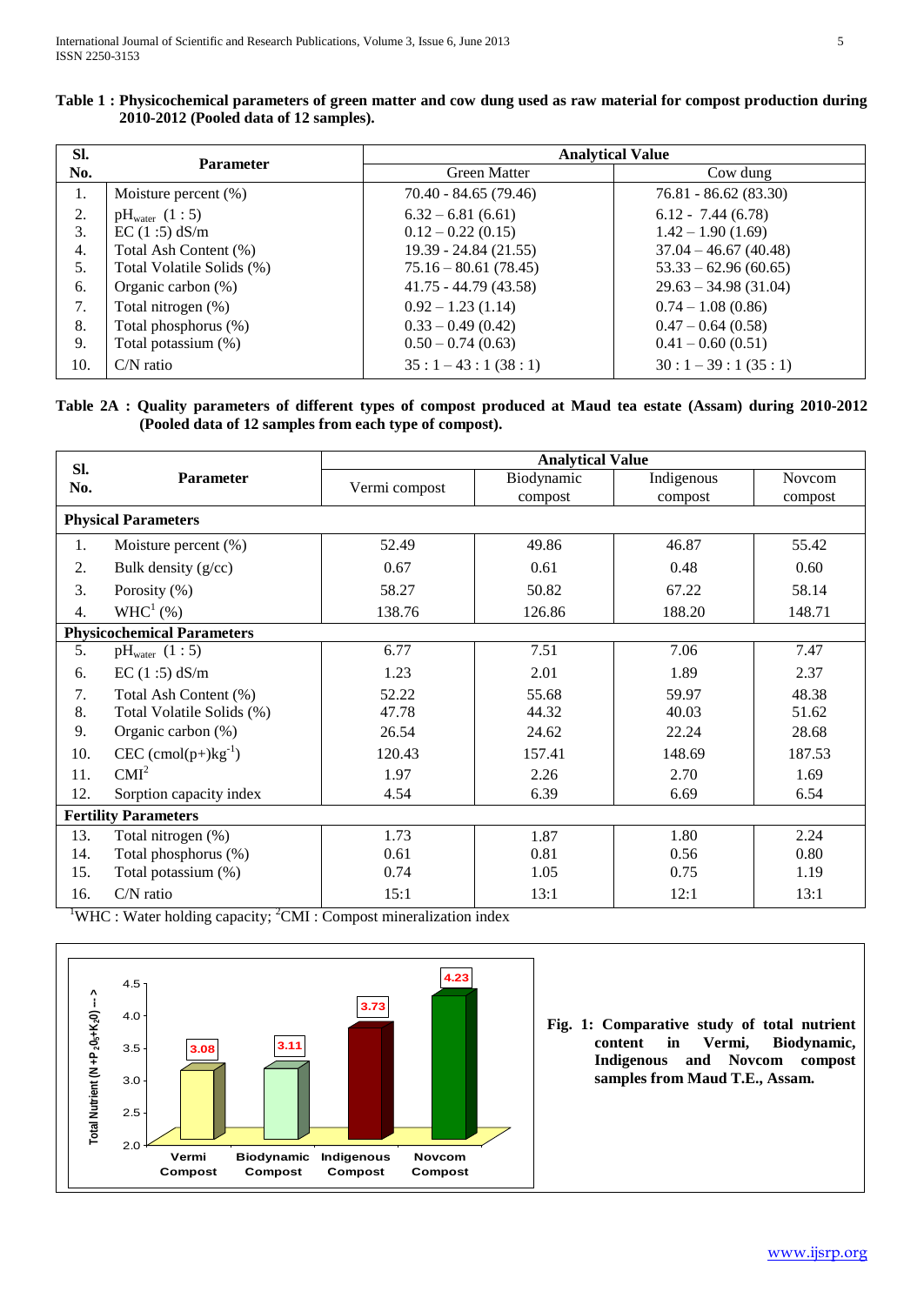**Table 1 : Physicochemical parameters of green matter and cow dung used as raw material for compost production during 2010-2012 (Pooled data of 12 samples).**

| Sl. No. | Parameter | Analytical Value | |
|---|---|---|---|
| | | Green Matter | Cow dung |
| 1. | Moisture percent (%) | 70.40 - 84.65 (79.46) | 76.81 - 86.62 (83.30) |
| 2. | $pH_{water}$ (1 : 5) | 6.32 – 6.81 (6.61) | 6.12 - 7.44 (6.78) |
| 3. | EC (1 :5) dS/m | 0.12 – 0.22 (0.15) | 1.42 – 1.90 (1.69) |
| 4. | Total Ash Content (%) | 19.39 - 24.84 (21.55) | 37.04 – 46.67 (40.48) |
| 5. | Total Volatile Solids (%) | 75.16 – 80.61 (78.45) | 53.33 – 62.96 (60.65) |
| 6. | Organic carbon (%) | 41.75 - 44.79 (43.58) | 29.63 – 34.98 (31.04) |
| 7. | Total nitrogen (%) | 0.92 – 1.23 (1.14) | 0.74 – 1.08 (0.86) |
| 8. | Total phosphorus (%) | 0.33 – 0.49 (0.42) | 0.47 – 0.64 (0.58) |
| 9. | Total potassium (%) | 0.50 – 0.74 (0.63) | 0.41 – 0.60 (0.51) |
| 10. | C/N ratio | 35 : 1 – 43 : 1 (38 : 1) | 30 : 1 – 39 : 1 (35 : 1) |

**Table 2A : Quality parameters of different types of compost produced at Maud tea estate (Assam) during 2010-2012 (Pooled data of 12 samples from each type of compost).**

| Sl. No. | Parameter | Analytical Value | | | |
|---|---|---|---|---|---|
| | | Vermi compost | Biodynamic compost | Indigenous compost | Novcom compost |
| **Physical Parameters** | | | | | |
| 1. | Moisture percent (%) | 52.49 | 49.86 | 46.87 | 55.42 |
| 2. | Bulk density (g/cc) | 0.67 | 0.61 | 0.48 | 0.60 |
| 3. | Porosity (%) | 58.27 | 50.82 | 67.22 | 58.14 |
| 4. | WHC[1] (%) | 138.76 | 126.86 | 188.20 | 148.71 |
| **Physicochemical Parameters** | | | | | |
| 5. | $pH_{water}$ (1 : 5) | 6.77 | 7.51 | 7.06 | 7.47 |
| 6. | EC (1 :5) dS/m | 1.23 | 2.01 | 1.89 | 2.37 |
| 7. | Total Ash Content (%) | 52.22 | 55.68 | 59.97 | 48.38 |
| 8. | Total Volatile Solids (%) | 47.78 | 44.32 | 40.03 | 51.62 |
| 9. | Organic carbon (%) | 26.54 | 24.62 | 22.24 | 28.68 |
| 10. | CEC $(cmol(p+)kg^{-1})$ | 120.43 | 157.41 | 148.69 | 187.53 |
| 11. | CMI[2] | 1.97 | 2.26 | 2.70 | 1.69 |
| 12. | Sorption capacity index | 4.54 | 6.39 | 6.69 | 6.54 |
| **Fertility Parameters** | | | | | |
| 13. | Total nitrogen (%) | 1.73 | 1.87 | 1.80 | 2.24 |
| 14. | Total phosphorus (%) | 0.61 | 0.81 | 0.56 | 0.80 |
| 15. | Total potassium (%) | 0.74 | 1.05 | 0.75 | 1.19 |
| 16. | C/N ratio | 15:1 | 13:1 | 12:1 | 13:1 |

[1]WHC : Water holding capacity; [2]CMI : Compost mineralization index

**Fig. 1: Comparative study of total nutrient content in Vermi, Biodynamic, Indigenous and Novcom compost samples from Maud T.E., Assam.**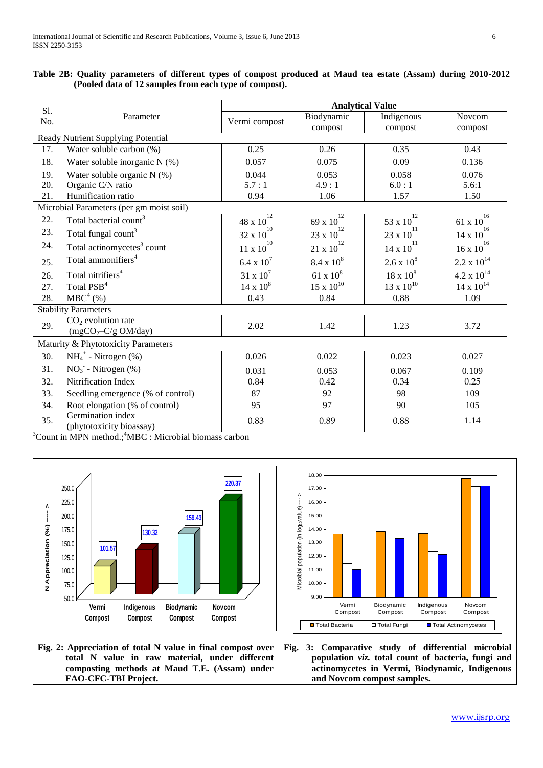**Table 2B: Quality parameters of different types of compost produced at Maud tea estate (Assam) during 2010-2012 (Pooled data of 12 samples from each type of compost).**

| Sl. No. | Parameter | Analytical Value | | | |
|---|---|---|---|---|---|
| | | Vermi compost | Biodynamic compost | Indigenous compost | Novcom compost |
| **Ready Nutrient Supplying Potential** | | | | | |
| 17. | Water soluble carbon (%) | 0.25 | 0.26 | 0.35 | 0.43 |
| 18. | Water soluble inorganic N (%) | 0.057 | 0.075 | 0.09 | 0.136 |
| 19. | Water soluble organic N (%) | 0.044 | 0.053 | 0.058 | 0.076 |
| 20. | Organic C/N ratio | 5.7 : 1 | 4.9 : 1 | 6.0 : 1 | 5.6:1 |
| 21. | Humification ratio | 0.94 | 1.06 | 1.57 | 1.50 |
| **Microbial Parameters (per gm moist soil)** | | | | | |
| 22. | Total bacterial count[3] | $48 \times 10^{12}$ | $69 \times 10^{12}$ | $53 \times 10^{12}$ | $61 \times 10^{16}$ |
| 23. | Total fungal count[3] | $32 \times 10^{10}$ | $23 \times 10^{12}$ | $23 \times 10^{11}$ | $14 \times 10^{16}$ |
| 24. | Total actinomycetes[3] count | $11 \times 10^{10}$ | $21 \times 10^{12}$ | $14 \times 10^{11}$ | $16 \times 10^{16}$ |
| 25. | Total ammonifiers[4] | $6.4 \times 10^{7}$ | $8.4 \times 10^{8}$ | $2.6 \times 10^{8}$ | $2.2 \times 10^{14}$ |
| 26. | Total nitrifiers[4] | $31 \times 10^{7}$ | $61 \times 10^{8}$ | $18 \times 10^{8}$ | $4.2 \times 10^{14}$ |
| 27. | Total PSB[4] | $14 \times 10^{8}$ | $15 \times 10^{10}$ | $13 \times 10^{10}$ | $14 \times 10^{14}$ |
| 28. | MBC[4] (%) | 0.43 | 0.84 | 0.88 | 1.09 |
| **Stability Parameters** | | | | | |
| 29. | $CO_2$ evolution rate ($mgCO_2$–C/g OM/day) | 2.02 | 1.42 | 1.23 | 3.72 |
| **Maturity & Phytotoxicity Parameters** | | | | | |
| 30. | $NH_4^+$ - Nitrogen (%) | 0.026 | 0.022 | 0.023 | 0.027 |
| 31. | $NO_3^-$ - Nitrogen (%) | 0.031 | 0.053 | 0.067 | 0.109 |
| 32. | Nitrification Index | 0.84 | 0.42 | 0.34 | 0.25 |
| 33. | Seedling emergence (% of control) | 87 | 92 | 98 | 109 |
| 34. | Root elongation (% of control) | 95 | 97 | 90 | 105 |
| 35. | Germination index (phytotoxicity bioassay) | 0.83 | 0.89 | 0.88 | 1.14 |

[3]Count in MPN method.; [4]MBC : Microbial biomass carbon

**Fig. 2: Appreciation of total N value in final compost over total N value in raw material, under different composting methods at Maud T.E. (Assam) under FAO-CFC-TBI Project.**

**Fig. 3: Comparative study of differential microbial population *viz.* total count of bacteria, fungi and actinomycetes in Vermi, Biodynamic, Indigenous and Novcom compost samples.**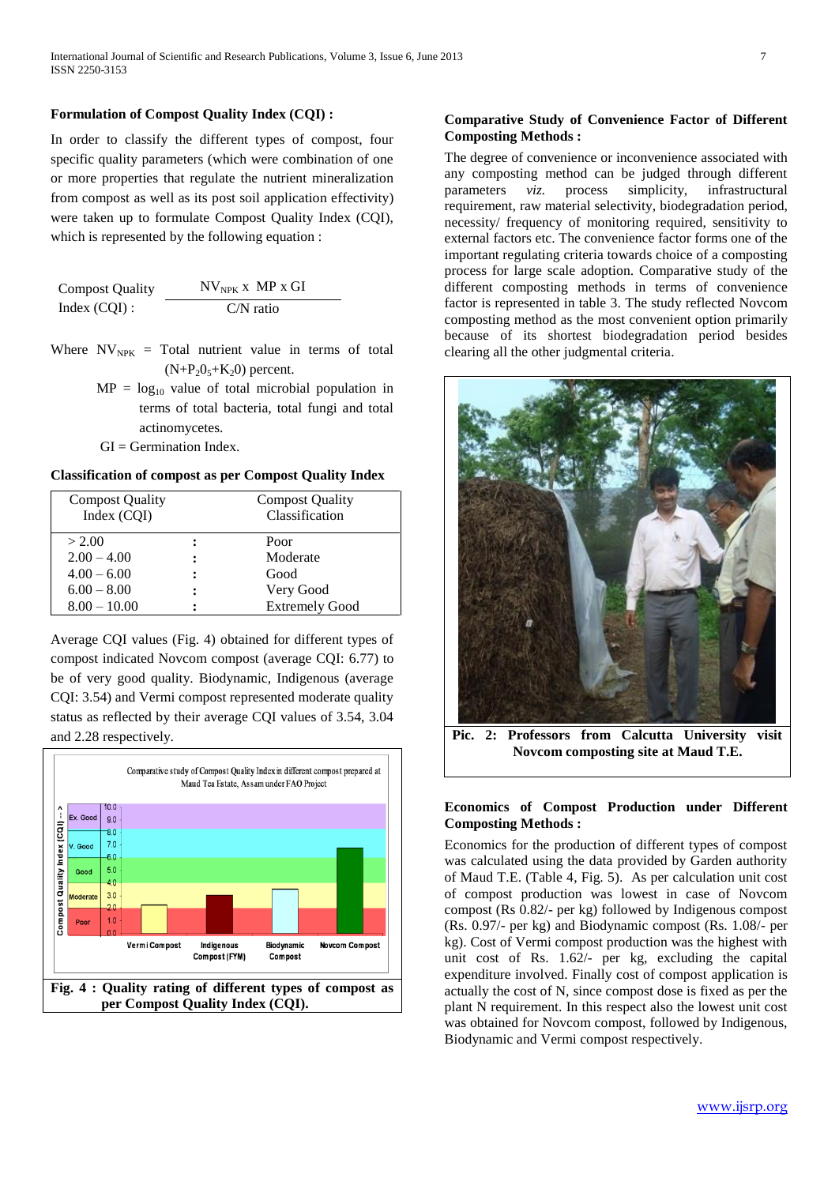### Formulation of Compost Quality Index (CQI) :

In order to classify the different types of compost, four specific quality parameters (which were combination of one or more properties that regulate the nutrient mineralization from compost as well as its post soil application effectivity) were taken up to formulate Compost Quality Index (CQI), which is represented by the following equation :

$$\text{Compost Quality Index (CQI)} : \frac{NV_{NPK} \times MP \times GI}{C/N \text{ ratio}}$$

Where $NV_{NPK}$ = Total nutrient value in terms of total ($N+P_2O_5+K_2O$) percent.

MP = $\log_{10}$ value of total microbial population in terms of total bacteria, total fungi and total actinomycetes.

GI = Germination Index.

**Classification of compost as per Compost Quality Index**

| Compost Quality Index (CQI) | | Compost Quality Classification |
|---|---|---|
| > 2.00 | : | Poor |
| 2.00 – 4.00 | : | Moderate |
| 4.00 – 6.00 | : | Good |
| 6.00 – 8.00 | : | Very Good |
| 8.00 – 10.00 | : | Extremely Good |

Average CQI values (Fig. 4) obtained for different types of compost indicated Novcom compost (average CQI: 6.77) to be of very good quality. Biodynamic, Indigenous (average CQI: 3.54) and Vermi compost represented moderate quality status as reflected by their average CQI values of 3.54, 3.04 and 2.28 respectively.

**Fig. 4 : Quality rating of different types of compost as per Compost Quality Index (CQI).**

### Comparative Study of Convenience Factor of Different Composting Methods :

The degree of convenience or inconvenience associated with any composting method can be judged through different parameters *viz.* process simplicity, infrastructural requirement, raw material selectivity, biodegradation period, necessity/ frequency of monitoring required, sensitivity to external factors etc. The convenience factor forms one of the important regulating criteria towards choice of a composting process for large scale adoption. Comparative study of the different composting methods in terms of convenience factor is represented in table 3. The study reflected Novcom composting method as the most convenient option primarily because of its shortest biodegradation period besides clearing all the other judgmental criteria.

**Pic. 2: Professors from Calcutta University visit Novcom composting site at Maud T.E.**

### Economics of Compost Production under Different Composting Methods :

Economics for the production of different types of compost was calculated using the data provided by Garden authority of Maud T.E. (Table 4, Fig. 5). As per calculation unit cost of compost production was lowest in case of Novcom compost (Rs 0.82/- per kg) followed by Indigenous compost (Rs. 0.97/- per kg) and Biodynamic compost (Rs. 1.08/- per kg). Cost of Vermi compost production was the highest with unit cost of Rs. 1.62/- per kg, excluding the capital expenditure involved. Finally cost of compost application is actually the cost of N, since compost dose is fixed as per the plant N requirement. In this respect also the lowest unit cost was obtained for Novcom compost, followed by Indigenous, Biodynamic and Vermi compost respectively.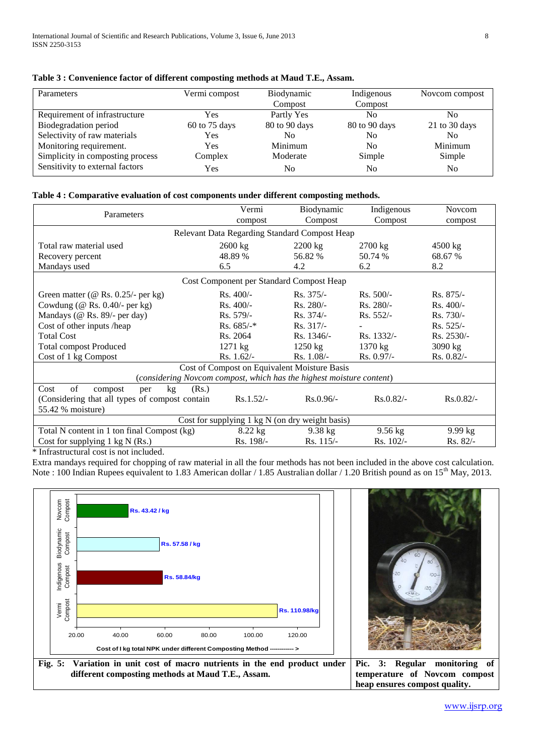**Table 3 : Convenience factor of different composting methods at Maud T.E., Assam.**

| Parameters | Vermi compost | Biodynamic Compost | Indigenous Compost | Novcom compost |
|---|---|---|---|---|
| Requirement of infrastructure | Yes | Partly Yes | No | No |
| Biodegradation period | 60 to 75 days | 80 to 90 days | 80 to 90 days | 21 to 30 days |
| Selectivity of raw materials | Yes | No | No | No |
| Monitoring requirement. | Yes | Minimum | No | Minimum |
| Simplicity in composting process | Complex | Moderate | Simple | Simple |
| Sensitivity to external factors | Yes | No | No | No |

**Table 4 : Comparative evaluation of cost components under different composting methods.**

| Parameters | Vermi compost | Biodynamic Compost | Indigenous Compost | Novcom compost |
|---|---|---|---|---|
| Relevant Data Regarding Standard Compost Heap | | | | |
| Total raw material used | 2600 kg | 2200 kg | 2700 kg | 4500 kg |
| Recovery percent | 48.89 % | 56.82 % | 50.74 % | 68.67 % |
| Mandays used | 6.5 | 4.2 | 6.2 | 8.2 |
| Cost Component per Standard Compost Heap | | | | |
| Green matter (@ Rs. 0.25/- per kg) | Rs. 400/- | Rs. 375/- | Rs. 500/- | Rs. 875/- |
| Cowdung (@ Rs. 0.40/- per kg) | Rs. 400/- | Rs. 280/- | Rs. 280/- | Rs. 400/- |
| Mandays (@ Rs. 89/- per day) | Rs. 579/- | Rs. 374/- | Rs. 552/- | Rs. 730/- |
| Cost of other inputs /heap | Rs. 685/-* | Rs. 317/- | - | Rs. 525/- |
| Total Cost | Rs. 2064 | Rs. 1346/- | Rs. 1332/- | Rs. 2530/- |
| Total compost Produced | 1271 kg | 1250 kg | 1370 kg | 3090 kg |
| Cost of 1 kg Compost | Rs. 1.62/- | Rs. 1.08/- | Rs. 0.97/- | Rs. 0.82/- |
| Cost of Compost on Equivalent Moisture Basis (*considering Novcom compost, which has the highest moisture content*) | | | | |
| Cost of compost per kg (Rs.) (Considering that all types of compost contain 55.42 % moisture) | Rs.1.52/- | Rs.0.96/- | Rs.0.82/- | Rs.0.82/- |
| Cost for supplying 1 kg N (on dry weight basis) | | | | |
| Total N content in 1 ton final Compost (kg) | 8.22 kg | 9.38 kg | 9.56 kg | 9.99 kg |
| Cost for supplying 1 kg N (Rs.) | Rs. 198/- | Rs. 115/- | Rs. 102/- | Rs. 82/- |

\* Infrastructural cost is not included.

Extra mandays required for chopping of raw material in all the four methods has not been included in the above cost calculation.

Note : 100 Indian Rupees equivalent to 1.83 American dollar / 1.85 Australian dollar / 1.20 British pound as on 15th May, 2013.

**Fig. 5: Variation in unit cost of macro nutrients in the end product under different composting methods at Maud T.E., Assam.**

**Pic. 3: Regular monitoring of temperature of Novcom compost heap ensures compost quality.**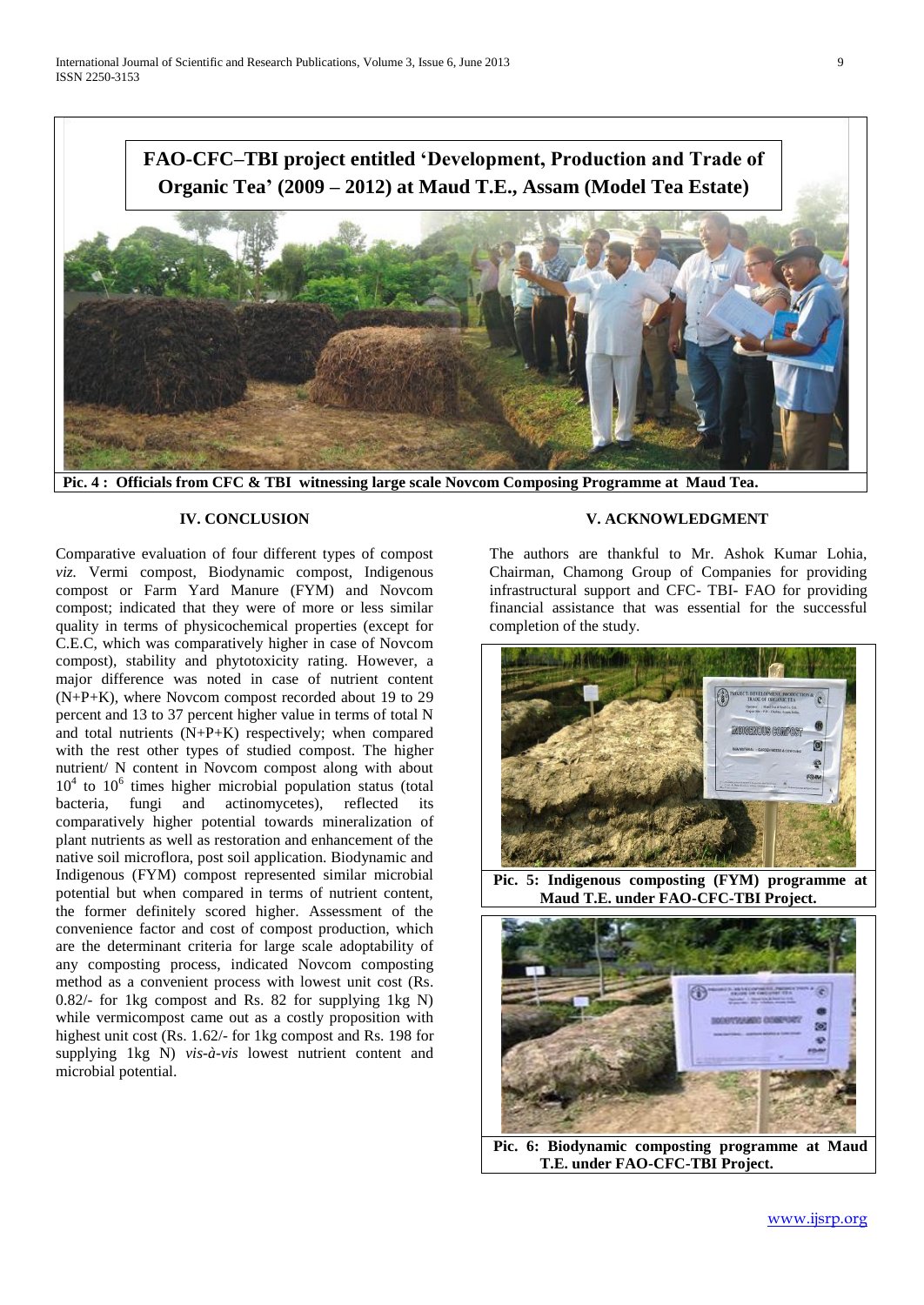**FAO-CFC–TBI project entitled 'Development, Production and Trade of Organic Tea' (2009 – 2012) at Maud T.E., Assam (Model Tea Estate)**

**Pic. 4 : Officials from CFC & TBI witnessing large scale Novcom Composing Programme at Maud Tea.**

## IV. CONCLUSION

Comparative evaluation of four different types of compost *viz.* Vermi compost, Biodynamic compost, Indigenous compost or Farm Yard Manure (FYM) and Novcom compost; indicated that they were of more or less similar quality in terms of physicochemical properties (except for C.E.C, which was comparatively higher in case of Novcom compost), stability and phytotoxicity rating. However, a major difference was noted in case of nutrient content (N+P+K), where Novcom compost recorded about 19 to 29 percent and 13 to 37 percent higher value in terms of total N and total nutrients (N+P+K) respectively; when compared with the rest other types of studied compost. The higher nutrient/ N content in Novcom compost along with about $10^4$ to $10^6$ times higher microbial population status (total bacteria, fungi and actinomycetes), reflected its comparatively higher potential towards mineralization of plant nutrients as well as restoration and enhancement of the native soil microflora, post soil application. Biodynamic and Indigenous (FYM) compost represented similar microbial potential but when compared in terms of nutrient content, the former definitely scored higher. Assessment of the convenience factor and cost of compost production, which are the determinant criteria for large scale adoptability of any composting process, indicated Novcom composting method as a convenient process with lowest unit cost (Rs. 0.82/- for 1kg compost and Rs. 82 for supplying 1kg N) while vermicompost came out as a costly proposition with highest unit cost (Rs. 1.62/- for 1kg compost and Rs. 198 for supplying 1kg N) *vis-à-vis* lowest nutrient content and microbial potential.

## V. ACKNOWLEDGMENT

The authors are thankful to Mr. Ashok Kumar Lohia, Chairman, Chamong Group of Companies for providing infrastructural support and CFC- TBI- FAO for providing financial assistance that was essential for the successful completion of the study.

**Pic. 5: Indigenous composting (FYM) programme at Maud T.E. under FAO-CFC-TBI Project.**

**Pic. 6: Biodynamic composting programme at Maud T.E. under FAO-CFC-TBI Project.**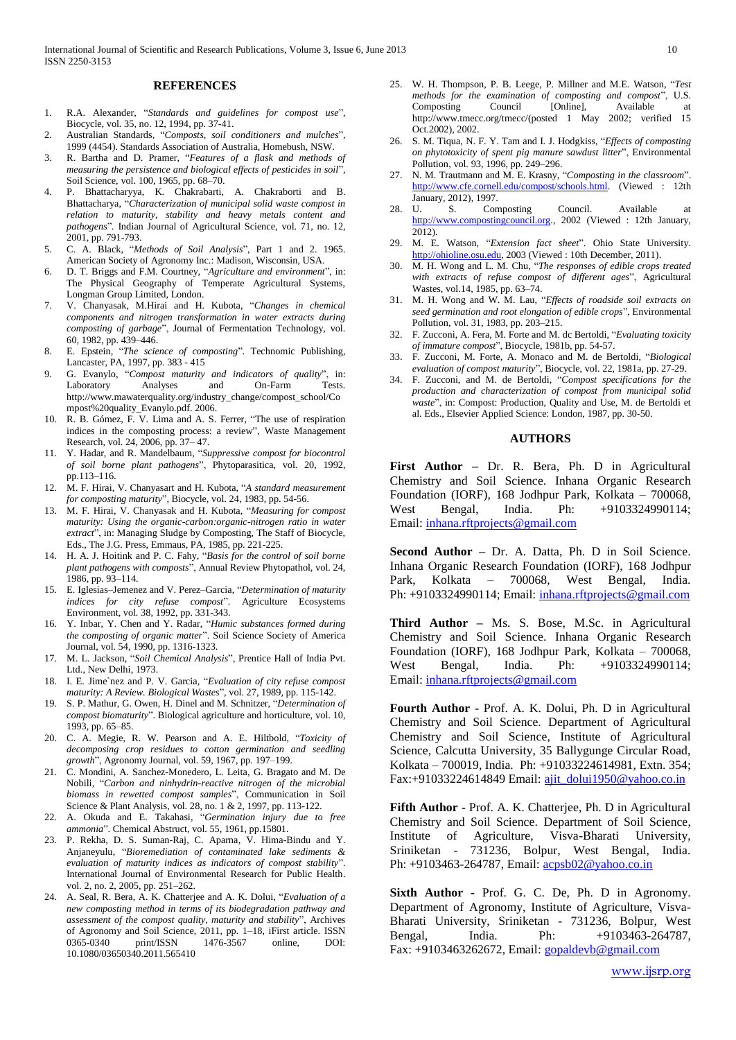## REFERENCES

1. R.A. Alexander, "*Standards and guidelines for compost use*", Biocycle, vol. 35, no. 12, 1994, pp. 37-41.
2. Australian Standards, "*Composts, soil conditioners and mulches*", 1999 (4454). Standards Association of Australia, Homebush, NSW.
3. R. Bartha and D. Pramer, "*Features of a flask and methods of measuring the persistence and biological effects of pesticides in soil*", Soil Science, vol. 100, 1965, pp. 68–70.
4. P. Bhattacharyya, K. Chakrabarti, A. Chakraborti and B. Bhattacharya, "*Characterization of municipal solid waste compost in relation to maturity, stability and heavy metals content and pathogens*". Indian Journal of Agricultural Science, vol. 71, no. 12, 2001, pp. 791-793.
5. C. A. Black, "*Methods of Soil Analysis*", Part 1 and 2. 1965. American Society of Agronomy Inc.: Madison, Wisconsin, USA.
6. D. T. Briggs and F.M. Courtney, "*Agriculture and environment*", in: The Physical Geography of Temperate Agricultural Systems, Longman Group Limited, London.
7. V. Chanyasak, M.Hirai and H. Kubota, "*Changes in chemical components and nitrogen transformation in water extracts during composting of garbage*", Journal of Fermentation Technology, vol. 60, 1982, pp. 439–446.
8. E. Epstein, "*The science of composting*". Technomic Publishing, Lancaster, PA, 1997, pp. 383 - 415
9. G. Evanylo, "*Compost maturity and indicators of quality*", in: Laboratory Analyses and On-Farm Tests. http://www.mawaterquality.org/industry_change/compost_school/Compost%20quality_Evanylo.pdf. 2006.
10. R. B. Gómez, F. V. Lima and A. S. Ferrer, "The use of respiration indices in the composting process: a review", Waste Management Research, vol. 24, 2006, pp. 37– 47.
11. Y. Hadar, and R. Mandelbaum, "*Suppressive compost for biocontrol of soil borne plant pathogens*", Phytoparasitica, vol. 20, 1992, pp.113–116.
12. M. F. Hirai, V. Chanyasart and H. Kubota, "*A standard measurement for composting maturity*", Biocycle, vol. 24, 1983, pp. 54-56.
13. M. F. Hirai, V. Chanyasak and H. Kubota, "*Measuring for compost maturity: Using the organic-carbon:organic-nitrogen ratio in water extract*", in: Managing Sludge by Composting, The Staff of Biocycle, Eds., The J.G. Press, Emmaus, PA, 1985, pp. 221-225.
14. H. A. J. Hoitink and P. C. Fahy, "*Basis for the control of soil borne plant pathogens with composts*", Annual Review Phytopathol, vol. 24, 1986, pp. 93–114.
15. E. Iglesias–Jemenez and V. Perez–Garcia, "*Determination of maturity indices for city refuse compost*". Agriculture Ecosystems Environment, vol. 38, 1992, pp. 331-343.
16. Y. Inbar, Y. Chen and Y. Radar, "*Humic substances formed during the composting of organic matter*". Soil Science Society of America Journal, vol. 54, 1990, pp. 1316-1323.
17. M. L. Jackson, "*Soil Chemical Analysis*", Prentice Hall of India Pvt. Ltd., New Delhi, 1973.
18. I. E. Jime`nez and P. V. Garcia, "*Evaluation of city refuse compost maturity: A Review. Biological Wastes*", vol. 27, 1989, pp. 115-142.
19. S. P. Mathur, G. Owen, H. Dinel and M. Schnitzer, "*Determination of compost biomaturity*". Biological agriculture and horticulture, vol. 10, 1993, pp. 65–85.
20. C. A. Megie, R. W. Pearson and A. E. Hiltbold, "*Toxicity of decomposing crop residues to cotton germination and seedling growth*", Agronomy Journal, vol. 59, 1967, pp. 197–199.
21. C. Mondini, A. Sanchez-Monedero, L. Leita, G. Bragato and M. De Nobili, "*Carbon and ninhydrin-reactive nitrogen of the microbial biomass in rewetted compost samples*", Communication in Soil Science & Plant Analysis, vol. 28, no. 1 & 2, 1997, pp. 113-122.
22. A. Okuda and E. Takahasi, "*Germination injury due to free ammonia*". Chemical Abstruct, vol. 55, 1961, pp.15801.
23. P. Rekha, D. S. Suman-Raj, C. Aparna, V. Hima-Bindu and Y. Anjaneyulu, "*Bioremediation of contaminated lake sediments & evaluation of maturity indices as indicators of compost stability*". International Journal of Environmental Research for Public Health. vol. 2, no. 2, 2005, pp. 251–262.
24. A. Seal, R. Bera, A. K. Chatterjee and A. K. Dolui, "*Evaluation of a new composting method in terms of its biodegradation pathway and assessment of the compost quality, maturity and stability*", Archives of Agronomy and Soil Science, 2011, pp. 1–18, iFirst article. ISSN 0365-0340 print/ISSN 1476-3567 online, DOI: 10.1080/03650340.2011.565410
25. W. H. Thompson, P. B. Leege, P. Millner and M.E. Watson, "*Test methods for the examination of composting and compost*", U.S. Composting Council [Online], Available at http://www.tmecc.org/tmecc/(posted 1 May 2002; verified 15 Oct.2002), 2002.
26. S. M. Tiqua, N. F. Y. Tam and I. J. Hodgkiss, "*Effects of composting on phytotoxicity of spent pig manure sawdust litter*", Environmental Pollution, vol. 93, 1996, pp. 249–296.
27. N. M. Trautmann and M. E. Krasny, "*Composting in the classroom*". http://www.cfe.cornell.edu/compost/schools.html. (Viewed : 12th January, 2012), 1997.
28. U. S. Composting Council. Available at http://www.compostingcouncil.org., 2002 (Viewed : 12th January, 2012).
29. M. E. Watson, "*Extension fact sheet*". Ohio State University. http://ohioline.osu.edu, 2003 (Viewed : 10th December, 2011).
30. M. H. Wong and L. M. Chu, "*The responses of edible crops treated with extracts of refuse compost of different ages*", Agricultural Wastes, vol.14, 1985, pp. 63–74.
31. M. H. Wong and W. M. Lau, "*Effects of roadside soil extracts on seed germination and root elongation of edible crops*", Environmental Pollution, vol. 31, 1983, pp. 203–215.
32. F. Zucconi, A. Fera, M. Forte and M. dc Bertoldi, "*Evaluating toxicity of immature compost*", Biocycle, 1981b, pp. 54-57.
33. F. Zucconi, M. Forte, A. Monaco and M. de Bertoldi, "*Biological evaluation of compost maturity*", Biocycle, vol. 22, 1981a, pp. 27-29.
34. F. Zucconi, and M. de Bertoldi, "*Compost specifications for the production and characterization of compost from municipal solid waste*", in: Compost: Production, Quality and Use, M. de Bertoldi et al. Eds., Elsevier Applied Science: London, 1987, pp. 30-50.

## AUTHORS

**First Author –** Dr. R. Bera, Ph. D in Agricultural Chemistry and Soil Science. Inhana Organic Research Foundation (IORF), 168 Jodhpur Park, Kolkata – 700068, West Bengal, India. Ph: +9103324990114; Email: inhana.rftprojects@gmail.com

**Second Author –** Dr. A. Datta, Ph. D in Soil Science. Inhana Organic Research Foundation (IORF), 168 Jodhpur Park, Kolkata – 700068, West Bengal, India. Ph: +9103324990114; Email: inhana.rftprojects@gmail.com

**Third Author –** Ms. S. Bose, M.Sc. in Agricultural Chemistry and Soil Science. Inhana Organic Research Foundation (IORF), 168 Jodhpur Park, Kolkata – 700068, West Bengal, India. Ph: +9103324990114; Email: inhana.rftprojects@gmail.com

**Fourth Author -** Prof. A. K. Dolui, Ph. D in Agricultural Chemistry and Soil Science. Department of Agricultural Chemistry and Soil Science, Institute of Agricultural Science, Calcutta University, 35 Ballygunge Circular Road, Kolkata – 700019, India. Ph: +91033224614981, Extn. 354; Fax:+91033224614849 Email: ajit_dolui1950@yahoo.co.in

**Fifth Author -** Prof. A. K. Chatterjee, Ph. D in Agricultural Chemistry and Soil Science. Department of Soil Science, Institute of Agriculture, Visva-Bharati University, Sriniketan - 731236, Bolpur, West Bengal, India. Ph: +9103463-264787, Email: acpsb02@yahoo.co.in

**Sixth Author -** Prof. G. C. De, Ph. D in Agronomy. Department of Agronomy, Institute of Agriculture, Visva-Bharati University, Sriniketan - 731236, Bolpur, West Bengal, India. Ph: +9103463-264787, Fax: +9103463262672, Email: gopaldevb@gmail.com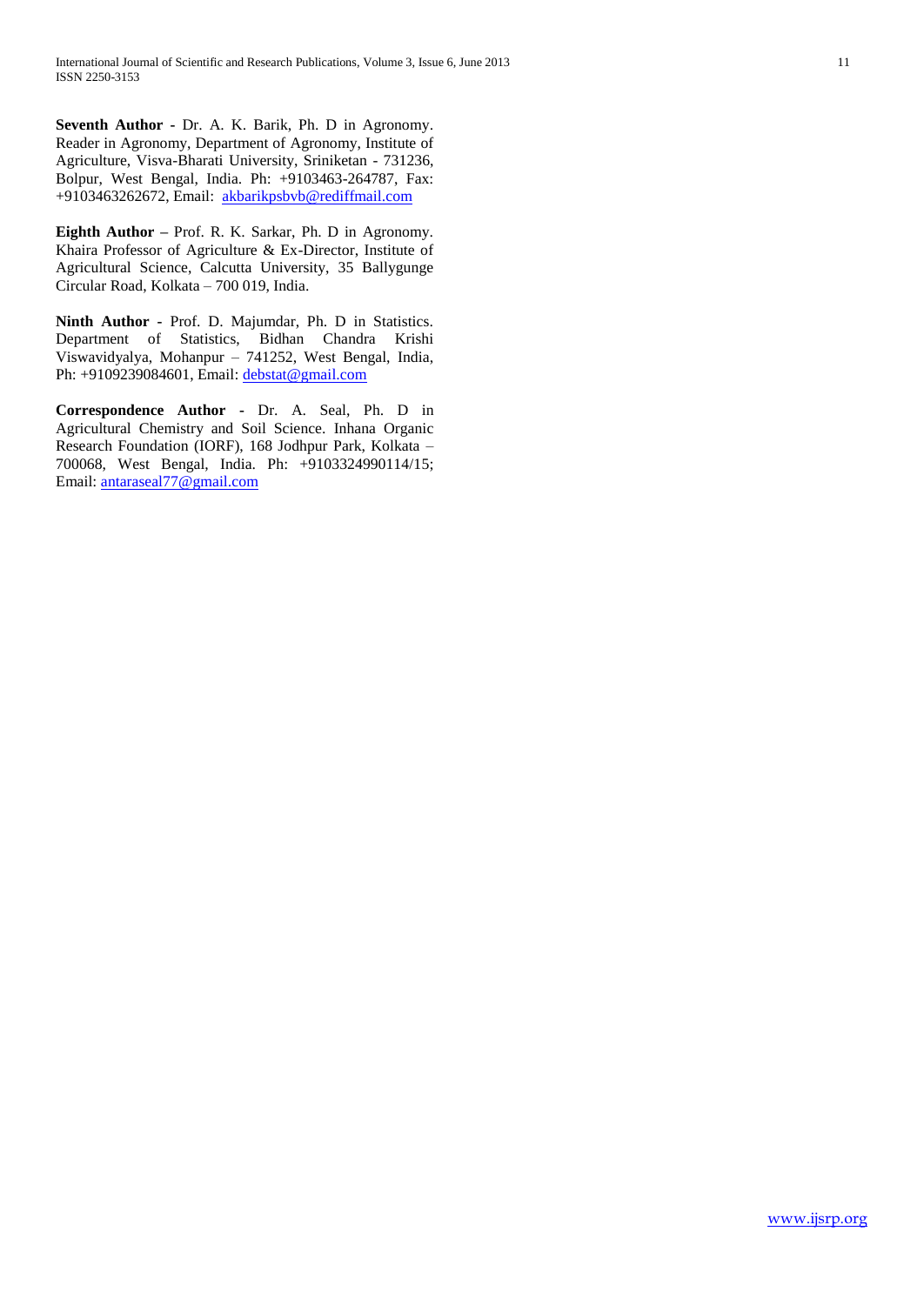**Seventh Author -** Dr. A. K. Barik, Ph. D in Agronomy. Reader in Agronomy, Department of Agronomy, Institute of Agriculture, Visva-Bharati University, Sriniketan - 731236, Bolpur, West Bengal, India. Ph: +9103463-264787, Fax: +9103463262672, Email: akbarikpsbvb@rediffmail.com

**Eighth Author –** Prof. R. K. Sarkar, Ph. D in Agronomy. Khaira Professor of Agriculture & Ex-Director, Institute of Agricultural Science, Calcutta University, 35 Ballygunge Circular Road, Kolkata – 700 019, India.

**Ninth Author -** Prof. D. Majumdar, Ph. D in Statistics. Department of Statistics, Bidhan Chandra Krishi Viswavidyalya, Mohanpur – 741252, West Bengal, India, Ph: +9109239084601, Email: debstat@gmail.com

**Correspondence Author -** Dr. A. Seal, Ph. D in Agricultural Chemistry and Soil Science. Inhana Organic Research Foundation (IORF), 168 Jodhpur Park, Kolkata – 700068, West Bengal, India. Ph: +9103324990114/15; Email: antaraseal77@gmail.com